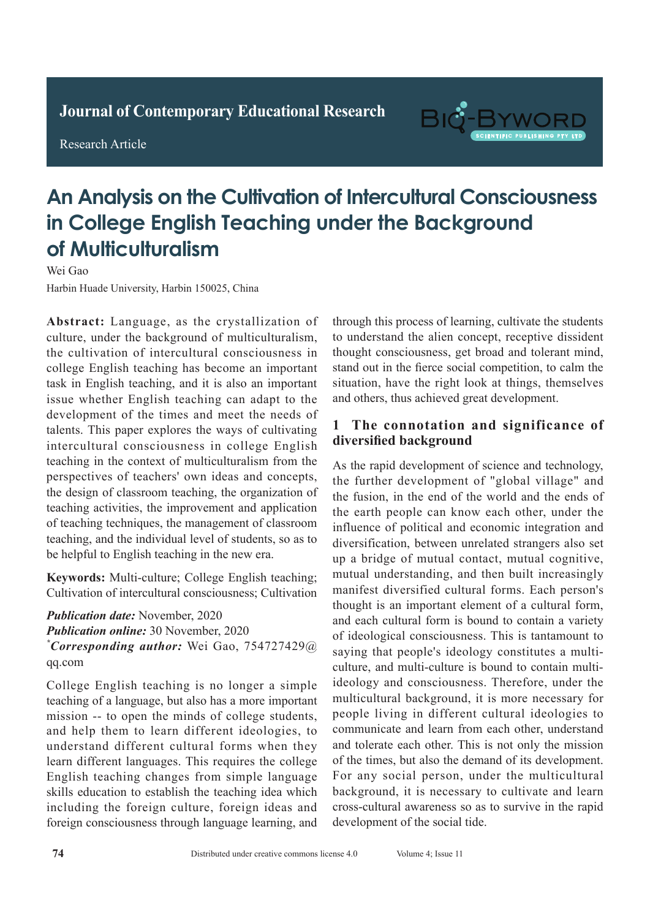Journal of Contemporary Educational Research

Research Article

# An Analysis on the Cultivation of Intercultural Consciousness in College English Teaching under the Background of Multiculturalism

Wei Gao

Harbin Huade University, Harbin 150025, China

**Abstract:** Language, as the crystallization of culture, under the background of multiculturalism, the cultivation of intercultural consciousness in college English teaching has become an important task in English teaching, and it is also an important issue whether English teaching can adapt to the development of the times and meet the needs of talents. This paper explores the ways of cultivating intercultural consciousness in college English teaching in the context of multiculturalism from the perspectives of teachers' own ideas and concepts, the design of classroom teaching, the organization of teaching activities, the improvement and application of teaching techniques, the management of classroom teaching, and the individual level of students, so as to be helpful to English teaching in the new era.

**Keywords:** Multi-culture; College English teaching; Cultivation of intercultural consciousness; Cultivation

***Publication date:*** November, 2020
***Publication online:*** 30 November, 2020
*\****Corresponding author:*** Wei Gao, 754727429@qq.com

College English teaching is no longer a simple teaching of a language, but also has a more important mission -- to open the minds of college students, and help them to learn different ideologies, to understand different cultural forms when they learn different languages. This requires the college English teaching changes from simple language skills education to establish the teaching idea which including the foreign culture, foreign ideas and foreign consciousness through language learning, and through this process of learning, cultivate the students to understand the alien concept, receptive dissident thought consciousness, get broad and tolerant mind, stand out in the fierce social competition, to calm the situation, have the right look at things, themselves and others, thus achieved great development.

## 1 The connotation and significance of diversified background

As the rapid development of science and technology, the further development of "global village" and the fusion, in the end of the world and the ends of the earth people can know each other, under the influence of political and economic integration and diversification, between unrelated strangers also set up a bridge of mutual contact, mutual cognitive, mutual understanding, and then built increasingly manifest diversified cultural forms. Each person's thought is an important element of a cultural form, and each cultural form is bound to contain a variety of ideological consciousness. This is tantamount to saying that people's ideology constitutes a multi-culture, and multi-culture is bound to contain multi-ideology and consciousness. Therefore, under the multicultural background, it is more necessary for people living in different cultural ideologies to communicate and learn from each other, understand and tolerate each other. This is not only the mission of the times, but also the demand of its development. For any social person, under the multicultural background, it is necessary to cultivate and learn cross-cultural awareness so as to survive in the rapid development of the social tide.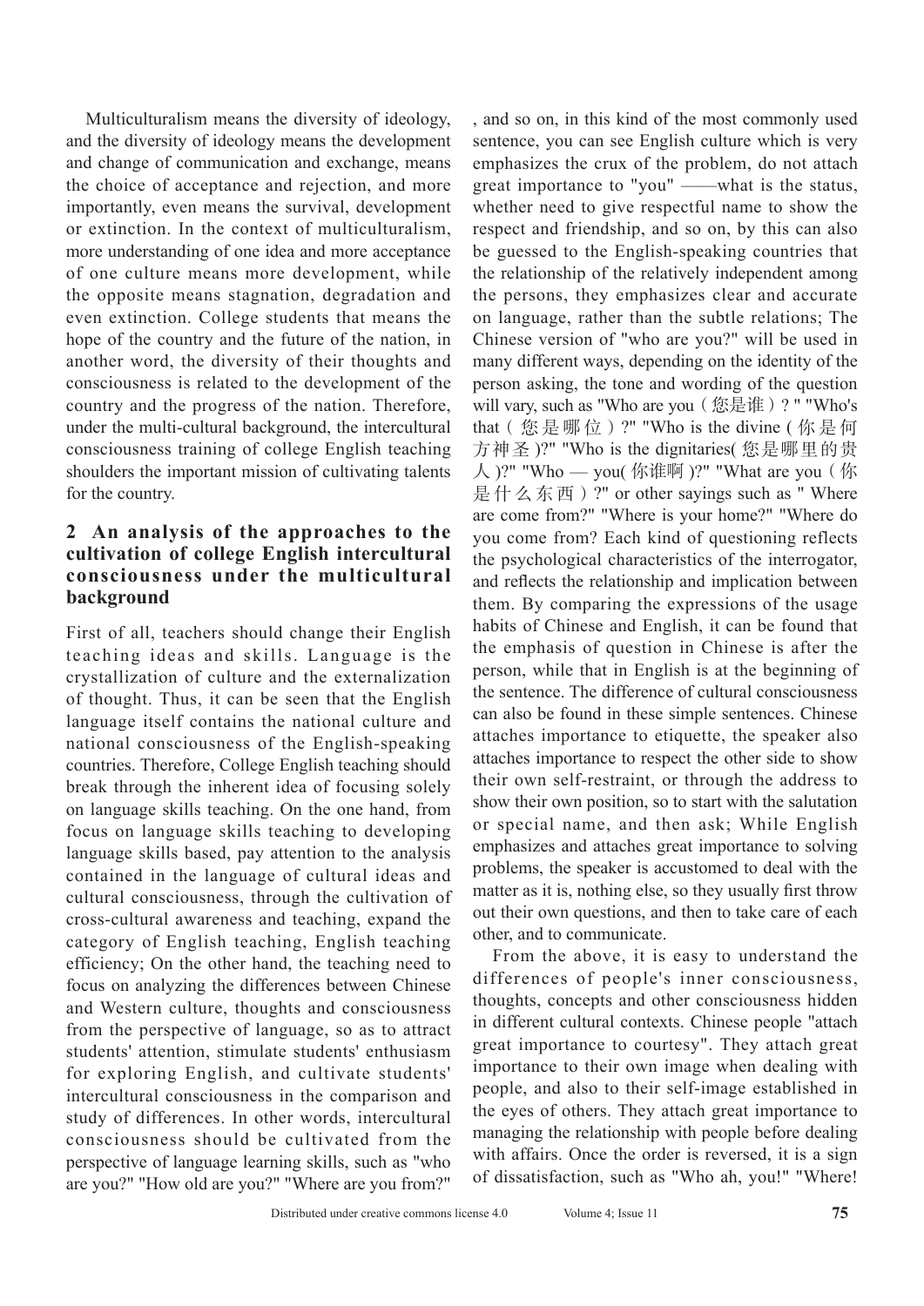Multiculturalism means the diversity of ideology, and the diversity of ideology means the development and change of communication and exchange, means the choice of acceptance and rejection, and more importantly, even means the survival, development or extinction. In the context of multiculturalism, more understanding of one idea and more acceptance of one culture means more development, while the opposite means stagnation, degradation and even extinction. College students that means the hope of the country and the future of the nation, in another word, the diversity of their thoughts and consciousness is related to the development of the country and the progress of the nation. Therefore, under the multi-cultural background, the intercultural consciousness training of college English teaching shoulders the important mission of cultivating talents for the country.

## 2 An analysis of the approaches to the cultivation of college English intercultural consciousness under the multicultural background

First of all, teachers should change their English teaching ideas and skills. Language is the crystallization of culture and the externalization of thought. Thus, it can be seen that the English language itself contains the national culture and national consciousness of the English-speaking countries. Therefore, College English teaching should break through the inherent idea of focusing solely on language skills teaching. On the one hand, from focus on language skills teaching to developing language skills based, pay attention to the analysis contained in the language of cultural ideas and cultural consciousness, through the cultivation of cross-cultural awareness and teaching, expand the category of English teaching, English teaching efficiency; On the other hand, the teaching need to focus on analyzing the differences between Chinese and Western culture, thoughts and consciousness from the perspective of language, so as to attract students' attention, stimulate students' enthusiasm for exploring English, and cultivate students' intercultural consciousness in the comparison and study of differences. In other words, intercultural consciousness should be cultivated from the perspective of language learning skills, such as "who are you?" "How old are you?" "Where are you from?", and so on, in this kind of the most commonly used sentence, you can see English culture which is very emphasizes the crux of the problem, do not attach great importance to "you" ——what is the status, whether need to give respectful name to show the respect and friendship, and so on, by this can also be guessed to the English-speaking countries that the relationship of the relatively independent among the persons, they emphasizes clear and accurate on language, rather than the subtle relations; The Chinese version of "who are you?" will be used in many different ways, depending on the identity of the person asking, the tone and wording of the question will vary, such as "Who are you（您是谁）? " "Who's that（您是哪位）?" "Who is the divine (你是何方神圣)?" "Who is the dignitaries(您是哪里的贵人)?" "Who — you(你谁啊)?" "What are you（你是什么东西）?" or other sayings such as " Where are come from?" "Where is your home?" "Where do you come from? Each kind of questioning reflects the psychological characteristics of the interrogator, and reflects the relationship and implication between them. By comparing the expressions of the usage habits of Chinese and English, it can be found that the emphasis of question in Chinese is after the person, while that in English is at the beginning of the sentence. The difference of cultural consciousness can also be found in these simple sentences. Chinese attaches importance to etiquette, the speaker also attaches importance to respect the other side to show their own self-restraint, or through the address to show their own position, so to start with the salutation or special name, and then ask; While English emphasizes and attaches great importance to solving problems, the speaker is accustomed to deal with the matter as it is, nothing else, so they usually first throw out their own questions, and then to take care of each other, and to communicate.

From the above, it is easy to understand the differences of people's inner consciousness, thoughts, concepts and other consciousness hidden in different cultural contexts. Chinese people "attach great importance to courtesy". They attach great importance to their own image when dealing with people, and also to their self-image established in the eyes of others. They attach great importance to managing the relationship with people before dealing with affairs. Once the order is reversed, it is a sign of dissatisfaction, such as "Who ah, you!" "Where!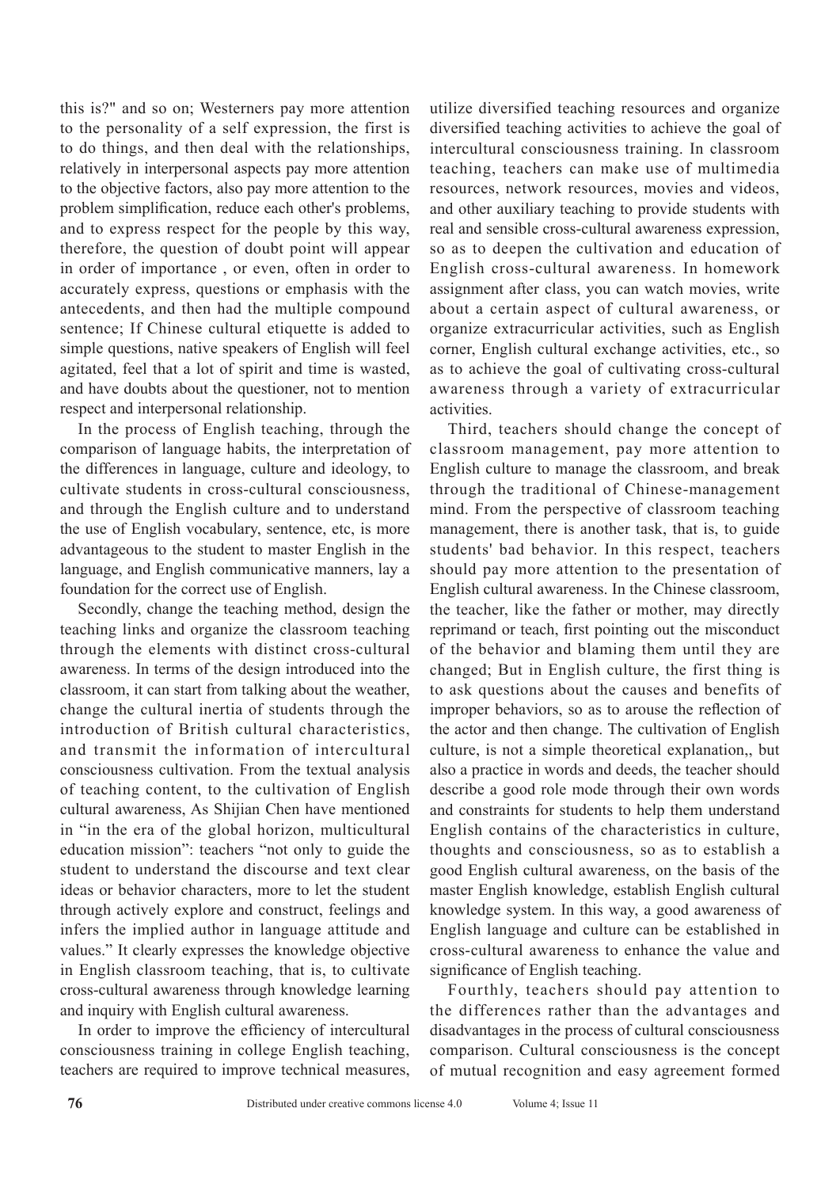this is?" and so on; Westerners pay more attention to the personality of a self expression, the first is to do things, and then deal with the relationships, relatively in interpersonal aspects pay more attention to the objective factors, also pay more attention to the problem simplification, reduce each other's problems, and to express respect for the people by this way, therefore, the question of doubt point will appear in order of importance , or even, often in order to accurately express, questions or emphasis with the antecedents, and then had the multiple compound sentence; If Chinese cultural etiquette is added to simple questions, native speakers of English will feel agitated, feel that a lot of spirit and time is wasted, and have doubts about the questioner, not to mention respect and interpersonal relationship.

In the process of English teaching, through the comparison of language habits, the interpretation of the differences in language, culture and ideology, to cultivate students in cross-cultural consciousness, and through the English culture and to understand the use of English vocabulary, sentence, etc, is more advantageous to the student to master English in the language, and English communicative manners, lay a foundation for the correct use of English.

Secondly, change the teaching method, design the teaching links and organize the classroom teaching through the elements with distinct cross-cultural awareness. In terms of the design introduced into the classroom, it can start from talking about the weather, change the cultural inertia of students through the introduction of British cultural characteristics, and transmit the information of intercultural consciousness cultivation. From the textual analysis of teaching content, to the cultivation of English cultural awareness, As Shijian Chen have mentioned in "in the era of the global horizon, multicultural education mission": teachers "not only to guide the student to understand the discourse and text clear ideas or behavior characters, more to let the student through actively explore and construct, feelings and infers the implied author in language attitude and values." It clearly expresses the knowledge objective in English classroom teaching, that is, to cultivate cross-cultural awareness through knowledge learning and inquiry with English cultural awareness.

In order to improve the efficiency of intercultural consciousness training in college English teaching, teachers are required to improve technical measures, utilize diversified teaching resources and organize diversified teaching activities to achieve the goal of intercultural consciousness training. In classroom teaching, teachers can make use of multimedia resources, network resources, movies and videos, and other auxiliary teaching to provide students with real and sensible cross-cultural awareness expression, so as to deepen the cultivation and education of English cross-cultural awareness. In homework assignment after class, you can watch movies, write about a certain aspect of cultural awareness, or organize extracurricular activities, such as English corner, English cultural exchange activities, etc., so as to achieve the goal of cultivating cross-cultural awareness through a variety of extracurricular activities.

Third, teachers should change the concept of classroom management, pay more attention to English culture to manage the classroom, and break through the traditional of Chinese-management mind. From the perspective of classroom teaching management, there is another task, that is, to guide students' bad behavior. In this respect, teachers should pay more attention to the presentation of English cultural awareness. In the Chinese classroom, the teacher, like the father or mother, may directly reprimand or teach, first pointing out the misconduct of the behavior and blaming them until they are changed; But in English culture, the first thing is to ask questions about the causes and benefits of improper behaviors, so as to arouse the reflection of the actor and then change. The cultivation of English culture, is not a simple theoretical explanation,, but also a practice in words and deeds, the teacher should describe a good role mode through their own words and constraints for students to help them understand English contains of the characteristics in culture, thoughts and consciousness, so as to establish a good English cultural awareness, on the basis of the master English knowledge, establish English cultural knowledge system. In this way, a good awareness of English language and culture can be established in cross-cultural awareness to enhance the value and significance of English teaching.

Fourthly, teachers should pay attention to the differences rather than the advantages and disadvantages in the process of cultural consciousness comparison. Cultural consciousness is the concept of mutual recognition and easy agreement formed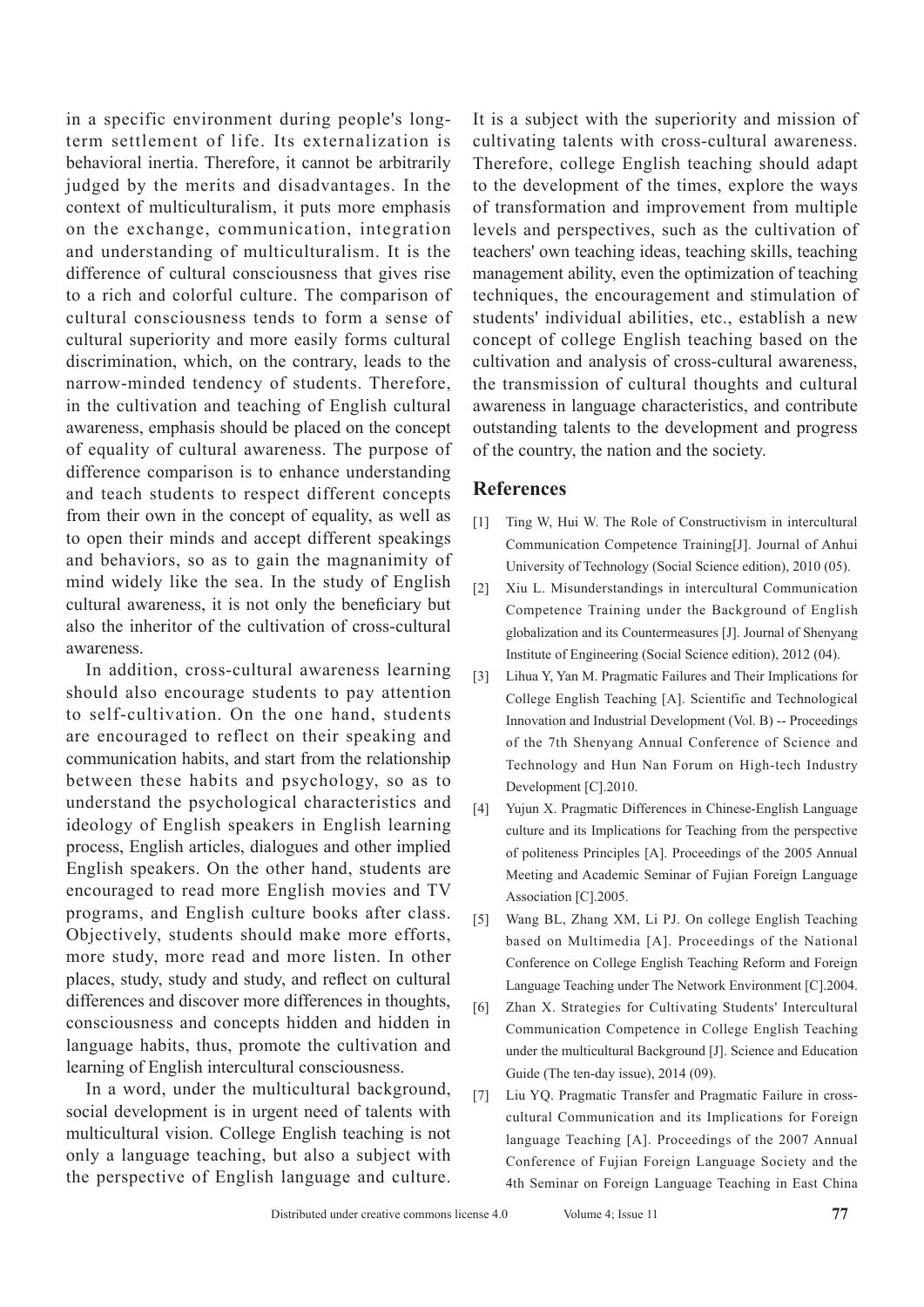in a specific environment during people's long-term settlement of life. Its externalization is behavioral inertia. Therefore, it cannot be arbitrarily judged by the merits and disadvantages. In the context of multiculturalism, it puts more emphasis on the exchange, communication, integration and understanding of multiculturalism. It is the difference of cultural consciousness that gives rise to a rich and colorful culture. The comparison of cultural consciousness tends to form a sense of cultural superiority and more easily forms cultural discrimination, which, on the contrary, leads to the narrow-minded tendency of students. Therefore, in the cultivation and teaching of English cultural awareness, emphasis should be placed on the concept of equality of cultural awareness. The purpose of difference comparison is to enhance understanding and teach students to respect different concepts from their own in the concept of equality, as well as to open their minds and accept different speakings and behaviors, so as to gain the magnanimity of mind widely like the sea. In the study of English cultural awareness, it is not only the beneficiary but also the inheritor of the cultivation of cross-cultural awareness.

In addition, cross-cultural awareness learning should also encourage students to pay attention to self-cultivation. On the one hand, students are encouraged to reflect on their speaking and communication habits, and start from the relationship between these habits and psychology, so as to understand the psychological characteristics and ideology of English speakers in English learning process, English articles, dialogues and other implied English speakers. On the other hand, students are encouraged to read more English movies and TV programs, and English culture books after class. Objectively, students should make more efforts, more study, more read and more listen. In other places, study, study and study, and reflect on cultural differences and discover more differences in thoughts, consciousness and concepts hidden and hidden in language habits, thus, promote the cultivation and learning of English intercultural consciousness.

In a word, under the multicultural background, social development is in urgent need of talents with multicultural vision. College English teaching is not only a language teaching, but also a subject with the perspective of English language and culture. It is a subject with the superiority and mission of cultivating talents with cross-cultural awareness. Therefore, college English teaching should adapt to the development of the times, explore the ways of transformation and improvement from multiple levels and perspectives, such as the cultivation of teachers' own teaching ideas, teaching skills, teaching management ability, even the optimization of teaching techniques, the encouragement and stimulation of students' individual abilities, etc., establish a new concept of college English teaching based on the cultivation and analysis of cross-cultural awareness, the transmission of cultural thoughts and cultural awareness in language characteristics, and contribute outstanding talents to the development and progress of the country, the nation and the society.

## References

[1] Ting W, Hui W. The Role of Constructivism in intercultural Communication Competence Training[J]. Journal of Anhui University of Technology (Social Science edition), 2010 (05).

[2] Xiu L. Misunderstandings in intercultural Communication Competence Training under the Background of English globalization and its Countermeasures [J]. Journal of Shenyang Institute of Engineering (Social Science edition), 2012 (04).

[3] Lihua Y, Yan M. Pragmatic Failures and Their Implications for College English Teaching [A]. Scientific and Technological Innovation and Industrial Development (Vol. B) -- Proceedings of the 7th Shenyang Annual Conference of Science and Technology and Hun Nan Forum on High-tech Industry Development [C].2010.

[4] Yujun X. Pragmatic Differences in Chinese-English Language culture and its Implications for Teaching from the perspective of politeness Principles [A]. Proceedings of the 2005 Annual Meeting and Academic Seminar of Fujian Foreign Language Association [C].2005.

[5] Wang BL, Zhang XM, Li PJ. On college English Teaching based on Multimedia [A]. Proceedings of the National Conference on College English Teaching Reform and Foreign Language Teaching under The Network Environment [C].2004.

[6] Zhan X. Strategies for Cultivating Students' Intercultural Communication Competence in College English Teaching under the multicultural Background [J]. Science and Education Guide (The ten-day issue), 2014 (09).

[7] Liu YQ. Pragmatic Transfer and Pragmatic Failure in cross-cultural Communication and its Implications for Foreign language Teaching [A]. Proceedings of the 2007 Annual Conference of Fujian Foreign Language Society and the 4th Seminar on Foreign Language Teaching in East China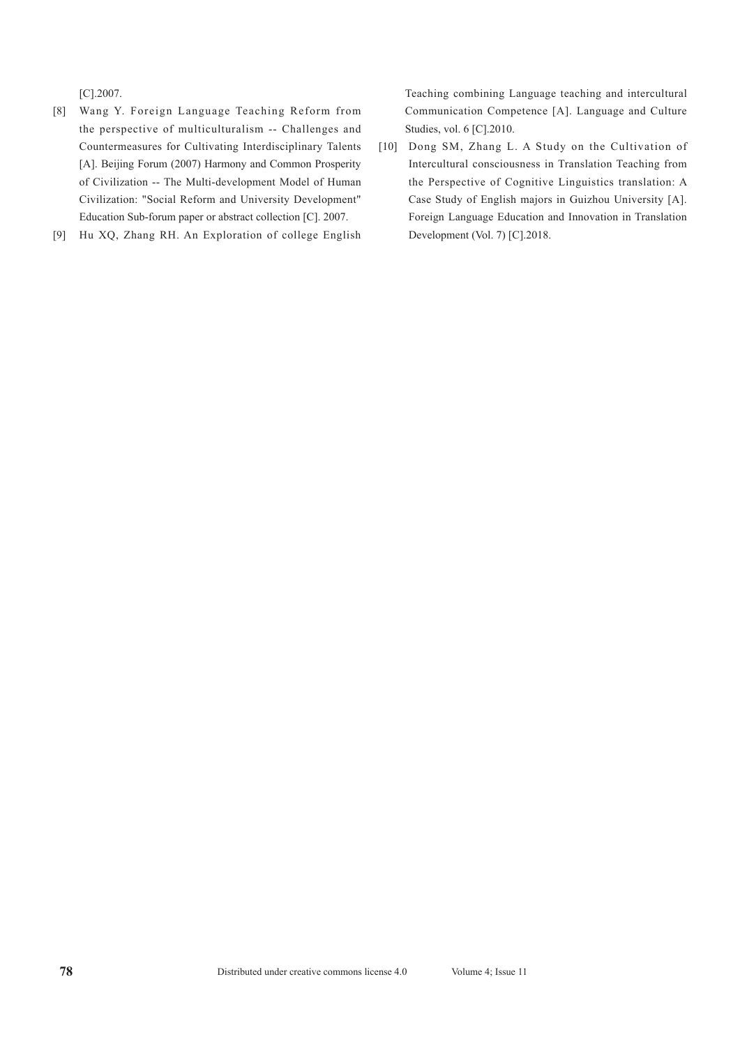[C].2007.

[8] Wang Y. Foreign Language Teaching Reform from the perspective of multiculturalism -- Challenges and Countermeasures for Cultivating Interdisciplinary Talents [A]. Beijing Forum (2007) Harmony and Common Prosperity of Civilization -- The Multi-development Model of Human Civilization: "Social Reform and University Development" Education Sub-forum paper or abstract collection [C]. 2007.

[9] Hu XQ, Zhang RH. An Exploration of college English Teaching combining Language teaching and intercultural Communication Competence [A]. Language and Culture Studies, vol. 6 [C].2010.

[10] Dong SM, Zhang L. A Study on the Cultivation of Intercultural consciousness in Translation Teaching from the Perspective of Cognitive Linguistics translation: A Case Study of English majors in Guizhou University [A]. Foreign Language Education and Innovation in Translation Development (Vol. 7) [C].2018.